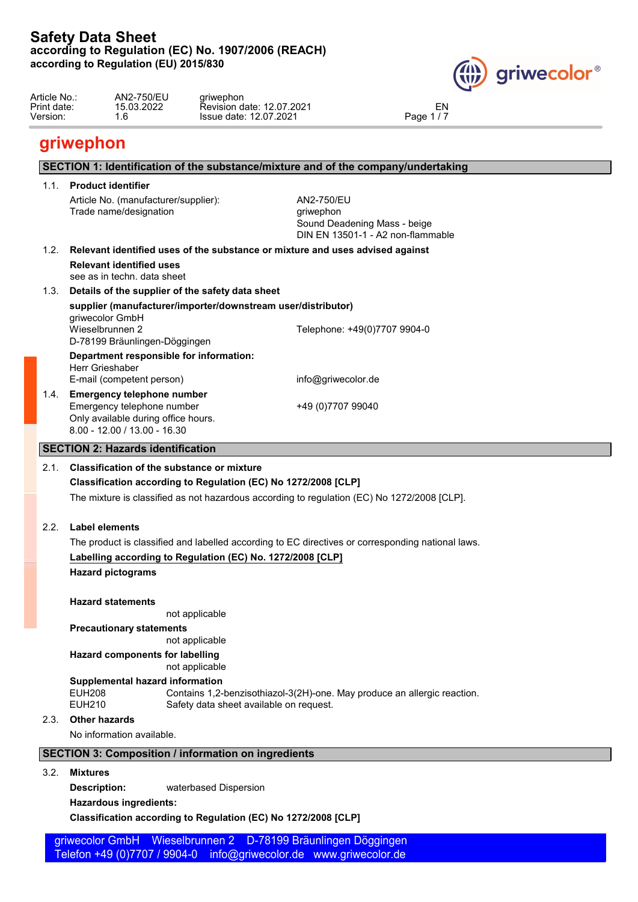# Safety Data Sheet

**according to Regulation (EC) No. 1907/2006 (REACH)**
**according to Regulation (EU) 2015/830**

| | | | |
|---|---|---|---|
| Article No.: | AN2-750/EU | griwephon | |
| Print date: | 15.03.2022 | Revision date: 12.07.2021 | EN |
| Version: | 1.6 | Issue date: 12.07.2021 | |

## griwephon

### SECTION 1: Identification of the substance/mixture and of the company/undertaking

**1.1. Product identifier**

| | |
|---|---|
| Article No. (manufacturer/supplier): | AN2-750/EU |
| Trade name/designation | griwephon<br>Sound Deadening Mass - beige<br>DIN EN 13501-1 - A2 non-flammable |

**1.2. Relevant identified uses of the substance or mixture and uses advised against**

**Relevant identified uses**

see as in techn. data sheet

**1.3. Details of the supplier of the safety data sheet**

**supplier (manufacturer/importer/downstream user/distributor)**

griwecolor GmbH
Wieselbrunnen 2 — Telephone: +49(0)7707 9904-0
D-78199 Bräunlingen-Döggingen

**Department responsible for information:**

Herr Grieshaber
E-mail (competent person) — info@griwecolor.de

**1.4. Emergency telephone number**

Emergency telephone number — +49 (0)7707 99040
Only available during office hours.
8.00 - 12.00 / 13.00 - 16.30

### SECTION 2: Hazards identification

**2.1. Classification of the substance or mixture**

**Classification according to Regulation (EC) No 1272/2008 [CLP]**

The mixture is classified as not hazardous according to regulation (EC) No 1272/2008 [CLP].

**2.2. Label elements**

The product is classified and labelled according to EC directives or corresponding national laws.

**Labelling according to Regulation (EC) No. 1272/2008 [CLP]**

**Hazard pictograms**

**Hazard statements**

not applicable

**Precautionary statements**

not applicable

**Hazard components for labelling**

not applicable

**Supplemental hazard information**

| | |
|---|---|
| EUH208 | Contains 1,2-benzisothiazol-3(2H)-one. May produce an allergic reaction. |
| EUH210 | Safety data sheet available on request. |

**2.3. Other hazards**

No information available.

### SECTION 3: Composition / information on ingredients

**3.2. Mixtures**

**Description:** waterbased Dispersion

**Hazardous ingredients:**

**Classification according to Regulation (EC) No 1272/2008 [CLP]**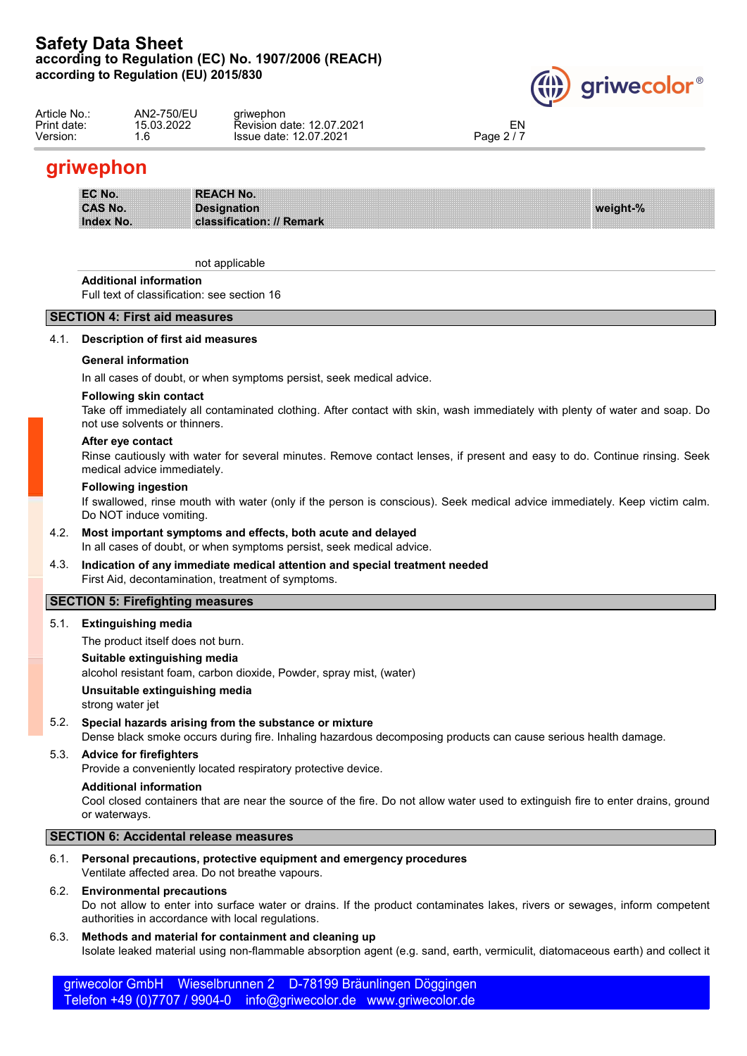# griwephon

| EC No.<br>CAS No.<br>Index No. | REACH No.<br>Designation<br>classification: // Remark | weight-% |
|---|---|---|
| | not applicable | |

**Additional information**

Full text of classification: see section 16

## SECTION 4: First aid measures

### 4.1. Description of first aid measures

**General information**

In all cases of doubt, or when symptoms persist, seek medical advice.

**Following skin contact**

Take off immediately all contaminated clothing. After contact with skin, wash immediately with plenty of water and soap. Do not use solvents or thinners.

**After eye contact**

Rinse cautiously with water for several minutes. Remove contact lenses, if present and easy to do. Continue rinsing. Seek medical advice immediately.

**Following ingestion**

If swallowed, rinse mouth with water (only if the person is conscious). Seek medical advice immediately. Keep victim calm. Do NOT induce vomiting.

### 4.2. Most important symptoms and effects, both acute and delayed

In all cases of doubt, or when symptoms persist, seek medical advice.

### 4.3. Indication of any immediate medical attention and special treatment needed

First Aid, decontamination, treatment of symptoms.

## SECTION 5: Firefighting measures

### 5.1. Extinguishing media

The product itself does not burn.

**Suitable extinguishing media**

alcohol resistant foam, carbon dioxide, Powder, spray mist, (water)

**Unsuitable extinguishing media**

strong water jet

### 5.2. Special hazards arising from the substance or mixture

Dense black smoke occurs during fire. Inhaling hazardous decomposing products can cause serious health damage.

### 5.3. Advice for firefighters

Provide a conveniently located respiratory protective device.

**Additional information**

Cool closed containers that are near the source of the fire. Do not allow water used to extinguish fire to enter drains, ground or waterways.

## SECTION 6: Accidental release measures

### 6.1. Personal precautions, protective equipment and emergency procedures

Ventilate affected area. Do not breathe vapours.

### 6.2. Environmental precautions

Do not allow to enter into surface water or drains. If the product contaminates lakes, rivers or sewages, inform competent authorities in accordance with local regulations.

### 6.3. Methods and material for containment and cleaning up

Isolate leaked material using non-flammable absorption agent (e.g. sand, earth, vermiculit, diatomaceous earth) and collect it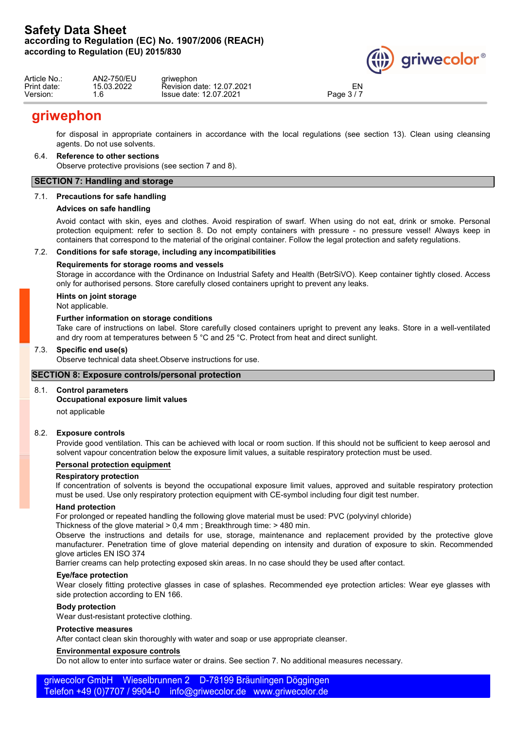for disposal in appropriate containers in accordance with the local regulations (see section 13). Clean using cleansing agents. Do not use solvents.

6.4. **Reference to other sections**

Observe protective provisions (see section 7 and 8).

## SECTION 7: Handling and storage

7.1. **Precautions for safe handling**

**Advices on safe handling**

Avoid contact with skin, eyes and clothes. Avoid respiration of swarf. When using do not eat, drink or smoke. Personal protection equipment: refer to section 8. Do not empty containers with pressure - no pressure vessel! Always keep in containers that correspond to the material of the original container. Follow the legal protection and safety regulations.

7.2. **Conditions for safe storage, including any incompatibilities**

**Requirements for storage rooms and vessels**

Storage in accordance with the Ordinance on Industrial Safety and Health (BetrSiVO). Keep container tightly closed. Access only for authorised persons. Store carefully closed containers upright to prevent any leaks.

**Hints on joint storage**

Not applicable.

**Further information on storage conditions**

Take care of instructions on label. Store carefully closed containers upright to prevent any leaks. Store in a well-ventilated and dry room at temperatures between 5 °C and 25 °C. Protect from heat and direct sunlight.

7.3. **Specific end use(s)**

Observe technical data sheet.Observe instructions for use.

## SECTION 8: Exposure controls/personal protection

8.1. **Control parameters**

**Occupational exposure limit values**

not applicable

8.2. **Exposure controls**

Provide good ventilation. This can be achieved with local or room suction. If this should not be sufficient to keep aerosol and solvent vapour concentration below the exposure limit values, a suitable respiratory protection must be used.

**Personal protection equipment**

**Respiratory protection**

If concentration of solvents is beyond the occupational exposure limit values, approved and suitable respiratory protection must be used. Use only respiratory protection equipment with CE-symbol including four digit test number.

**Hand protection**

For prolonged or repeated handling the following glove material must be used: PVC (polyvinyl chloride)

Thickness of the glove material > 0,4 mm ; Breakthrough time: > 480 min.

Observe the instructions and details for use, storage, maintenance and replacement provided by the protective glove manufacturer. Penetration time of glove material depending on intensity and duration of exposure to skin. Recommended glove articles EN ISO 374

Barrier creams can help protecting exposed skin areas. In no case should they be used after contact.

**Eye/face protection**

Wear closely fitting protective glasses in case of splashes. Recommended eye protection articles: Wear eye glasses with side protection according to EN 166.

**Body protection**

Wear dust-resistant protective clothing.

**Protective measures**

After contact clean skin thoroughly with water and soap or use appropriate cleanser.

**Environmental exposure controls**

Do not allow to enter into surface water or drains. See section 7. No additional measures necessary.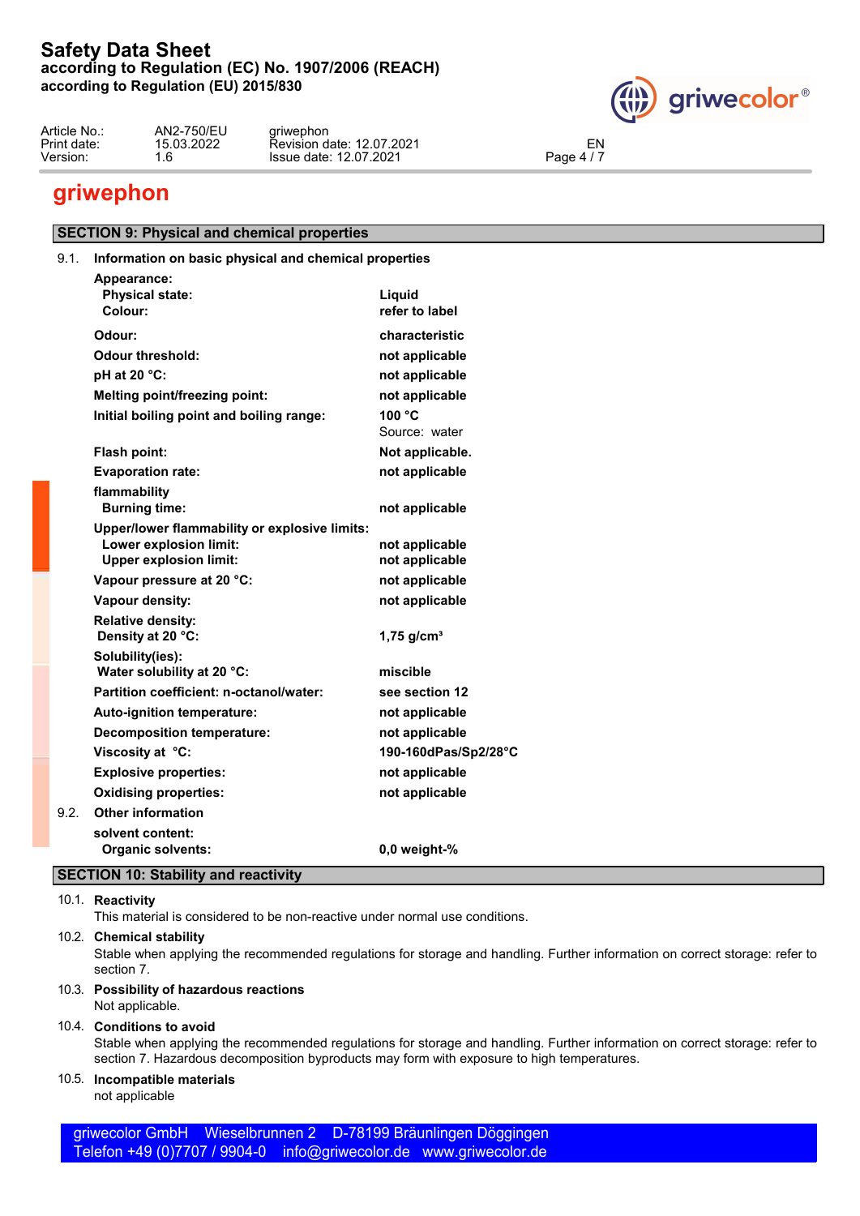# griwephon

## SECTION 9: Physical and chemical properties

### 9.1. Information on basic physical and chemical properties

| Property | Value |
|---|---|
| **Appearance:** | |
| **Physical state:** | **Liquid** |
| **Colour:** | **refer to label** |
| **Odour:** | **characteristic** |
| **Odour threshold:** | **not applicable** |
| **pH at 20 °C:** | **not applicable** |
| **Melting point/freezing point:** | **not applicable** |
| **Initial boiling point and boiling range:** | **100 °C** Source: water |
| **Flash point:** | **Not applicable.** |
| **Evaporation rate:** | **not applicable** |
| **flammability** | |
| **Burning time:** | **not applicable** |
| **Upper/lower flammability or explosive limits:** | |
| **Lower explosion limit:** | **not applicable** |
| **Upper explosion limit:** | **not applicable** |
| **Vapour pressure at 20 °C:** | **not applicable** |
| **Vapour density:** | **not applicable** |
| **Relative density:** | |
| **Density at 20 °C:** | **1,75 g/cm³** |
| **Solubility(ies):** | |
| **Water solubility at 20 °C:** | **miscible** |
| **Partition coefficient: n-octanol/water:** | **see section 12** |
| **Auto-ignition temperature:** | **not applicable** |
| **Decomposition temperature:** | **not applicable** |
| **Viscosity at °C:** | **190-160dPas/Sp2/28°C** |
| **Explosive properties:** | **not applicable** |
| **Oxidising properties:** | **not applicable** |

### 9.2. Other information

| Property | Value |
|---|---|
| **solvent content:** | |
| **Organic solvents:** | **0,0 weight-%** |

## SECTION 10: Stability and reactivity

### 10.1. Reactivity

This material is considered to be non-reactive under normal use conditions.

### 10.2. Chemical stability

Stable when applying the recommended regulations for storage and handling. Further information on correct storage: refer to section 7.

### 10.3. Possibility of hazardous reactions

Not applicable.

### 10.4. Conditions to avoid

Stable when applying the recommended regulations for storage and handling. Further information on correct storage: refer to section 7. Hazardous decomposition byproducts may form with exposure to high temperatures.

### 10.5. Incompatible materials

not applicable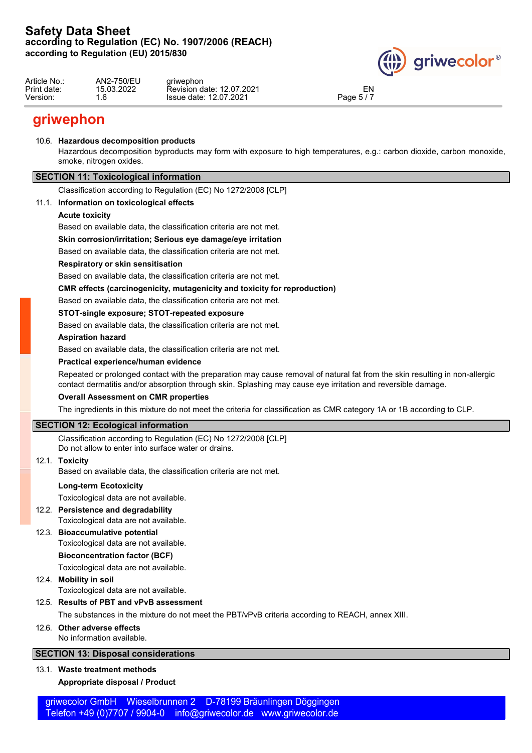# griwephon

**10.6. Hazardous decomposition products**

Hazardous decomposition byproducts may form with exposure to high temperatures, e.g.: carbon dioxide, carbon monoxide, smoke, nitrogen oxides.

## SECTION 11: Toxicological information

Classification according to Regulation (EC) No 1272/2008 [CLP]

**11.1. Information on toxicological effects**

**Acute toxicity**

Based on available data, the classification criteria are not met.

**Skin corrosion/irritation; Serious eye damage/eye irritation**

Based on available data, the classification criteria are not met.

**Respiratory or skin sensitisation**

Based on available data, the classification criteria are not met.

**CMR effects (carcinogenicity, mutagenicity and toxicity for reproduction)**

Based on available data, the classification criteria are not met.

**STOT-single exposure; STOT-repeated exposure**

Based on available data, the classification criteria are not met.

**Aspiration hazard**

Based on available data, the classification criteria are not met.

**Practical experience/human evidence**

Repeated or prolonged contact with the preparation may cause removal of natural fat from the skin resulting in non-allergic contact dermatitis and/or absorption through skin. Splashing may cause eye irritation and reversible damage.

**Overall Assessment on CMR properties**

The ingredients in this mixture do not meet the criteria for classification as CMR category 1A or 1B according to CLP.

## SECTION 12: Ecological information

Classification according to Regulation (EC) No 1272/2008 [CLP]
Do not allow to enter into surface water or drains.

**12.1. Toxicity**

Based on available data, the classification criteria are not met.

**Long-term Ecotoxicity**

Toxicological data are not available.

**12.2. Persistence and degradability**

Toxicological data are not available.

**12.3. Bioaccumulative potential**

Toxicological data are not available.

**Bioconcentration factor (BCF)**

Toxicological data are not available.

**12.4. Mobility in soil**

Toxicological data are not available.

**12.5. Results of PBT and vPvB assessment**

The substances in the mixture do not meet the PBT/vPvB criteria according to REACH, annex XIII.

**12.6. Other adverse effects**

No information available.

## SECTION 13: Disposal considerations

**13.1. Waste treatment methods**

**Appropriate disposal / Product**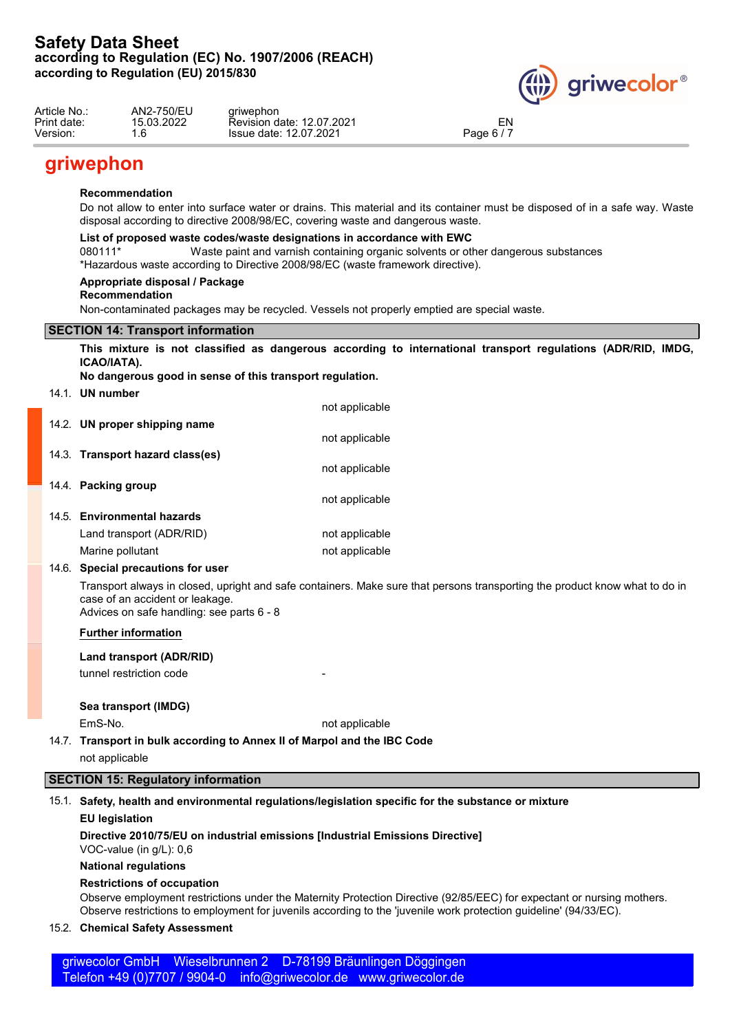## griwephon

**Recommendation**

Do not allow to enter into surface water or drains. This material and its container must be disposed of in a safe way. Waste disposal according to directive 2008/98/EC, covering waste and dangerous waste.

**List of proposed waste codes/waste designations in accordance with EWC**

080111* Waste paint and varnish containing organic solvents or other dangerous substances

*Hazardous waste according to Directive 2008/98/EC (waste framework directive).

**Appropriate disposal / Package**

**Recommendation**

Non-contaminated packages may be recycled. Vessels not properly emptied are special waste.

## SECTION 14: Transport information

**This mixture is not classified as dangerous according to international transport regulations (ADR/RID, IMDG, ICAO/IATA).**

**No dangerous good in sense of this transport regulation.**

14.1. **UN number**

not applicable

14.2. **UN proper shipping name**

not applicable

14.3. **Transport hazard class(es)**

not applicable

14.4. **Packing group**

not applicable

14.5. **Environmental hazards**

| | |
|---|---|
| Land transport (ADR/RID) | not applicable |
| Marine pollutant | not applicable |

14.6. **Special precautions for user**

Transport always in closed, upright and safe containers. Make sure that persons transporting the product know what to do in case of an accident or leakage.

Advices on safe handling: see parts 6 - 8

**Further information**

**Land transport (ADR/RID)**

| | |
|---|---|
| tunnel restriction code | - |

**Sea transport (IMDG)**

| | |
|---|---|
| EmS-No. | not applicable |

14.7. **Transport in bulk according to Annex II of Marpol and the IBC Code**

not applicable

## SECTION 15: Regulatory information

15.1. **Safety, health and environmental regulations/legislation specific for the substance or mixture**

**EU legislation**

**Directive 2010/75/EU on industrial emissions [Industrial Emissions Directive]**

VOC-value (in g/L): 0,6

**National regulations**

**Restrictions of occupation**

Observe employment restrictions under the Maternity Protection Directive (92/85/EEC) for expectant or nursing mothers. Observe restrictions to employment for juvenils according to the 'juvenile work protection guideline' (94/33/EC).

15.2. **Chemical Safety Assessment**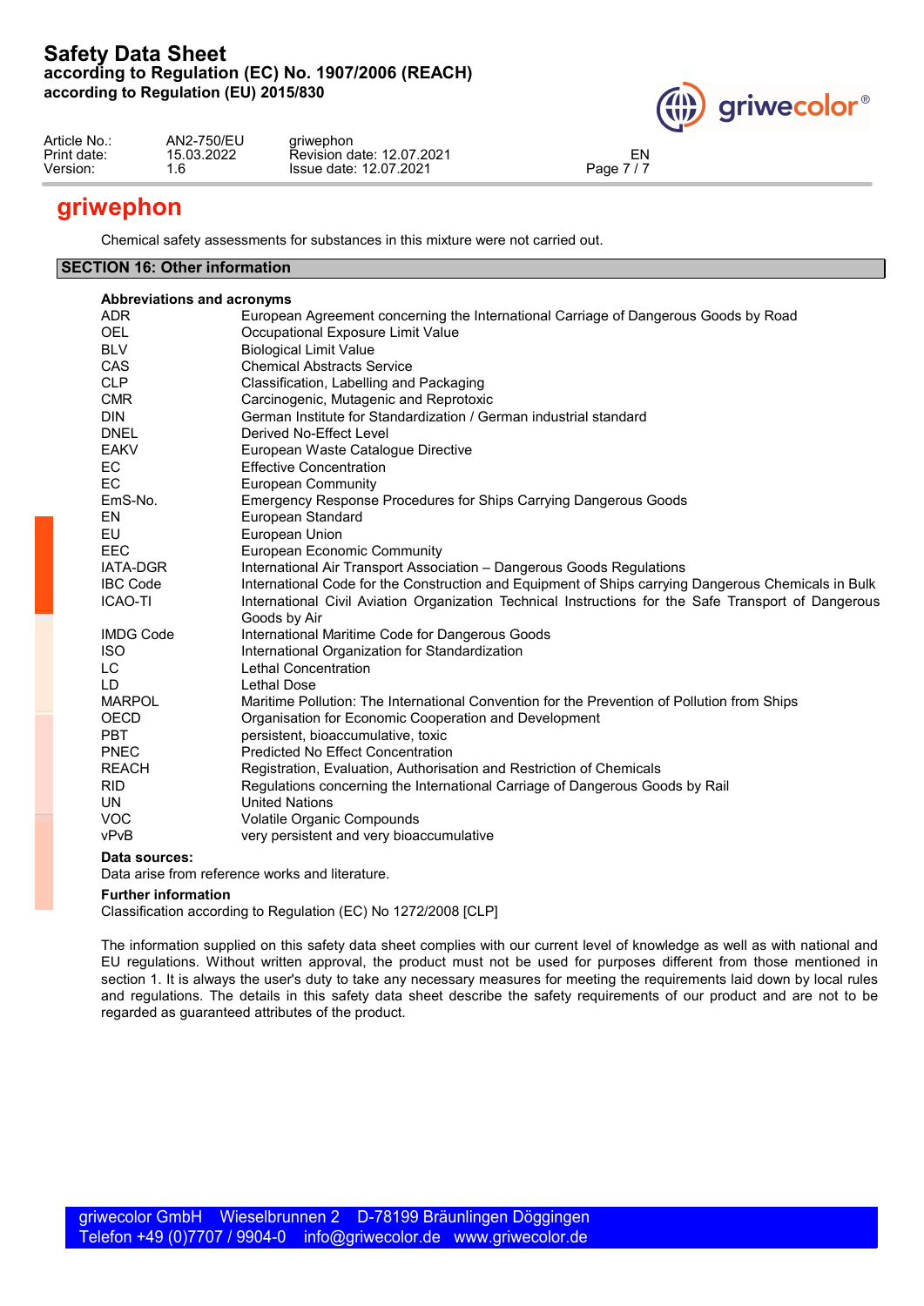## griwephon

Chemical safety assessments for substances in this mixture were not carried out.

## SECTION 16: Other information

**Abbreviations and acronyms**

| | |
|---|---|
| ADR | European Agreement concerning the International Carriage of Dangerous Goods by Road |
| OEL | Occupational Exposure Limit Value |
| BLV | Biological Limit Value |
| CAS | Chemical Abstracts Service |
| CLP | Classification, Labelling and Packaging |
| CMR | Carcinogenic, Mutagenic and Reprotoxic |
| DIN | German Institute for Standardization / German industrial standard |
| DNEL | Derived No-Effect Level |
| EAKV | European Waste Catalogue Directive |
| EC | Effective Concentration |
| EC | European Community |
| EmS-No. | Emergency Response Procedures for Ships Carrying Dangerous Goods |
| EN | European Standard |
| EU | European Union |
| EEC | European Economic Community |
| IATA-DGR | International Air Transport Association – Dangerous Goods Regulations |
| IBC Code | International Code for the Construction and Equipment of Ships carrying Dangerous Chemicals in Bulk |
| ICAO-TI | International Civil Aviation Organization Technical Instructions for the Safe Transport of Dangerous Goods by Air |
| IMDG Code | International Maritime Code for Dangerous Goods |
| ISO | International Organization for Standardization |
| LC | Lethal Concentration |
| LD | Lethal Dose |
| MARPOL | Maritime Pollution: The International Convention for the Prevention of Pollution from Ships |
| OECD | Organisation for Economic Cooperation and Development |
| PBT | persistent, bioaccumulative, toxic |
| PNEC | Predicted No Effect Concentration |
| REACH | Registration, Evaluation, Authorisation and Restriction of Chemicals |
| RID | Regulations concerning the International Carriage of Dangerous Goods by Rail |
| UN | United Nations |
| VOC | Volatile Organic Compounds |
| vPvB | very persistent and very bioaccumulative |

**Data sources:**

Data arise from reference works and literature.

**Further information**

Classification according to Regulation (EC) No 1272/2008 [CLP]

The information supplied on this safety data sheet complies with our current level of knowledge as well as with national and EU regulations. Without written approval, the product must not be used for purposes different from those mentioned in section 1. It is always the user's duty to take any necessary measures for meeting the requirements laid down by local rules and regulations. The details in this safety data sheet describe the safety requirements of our product and are not to be regarded as guaranteed attributes of the product.